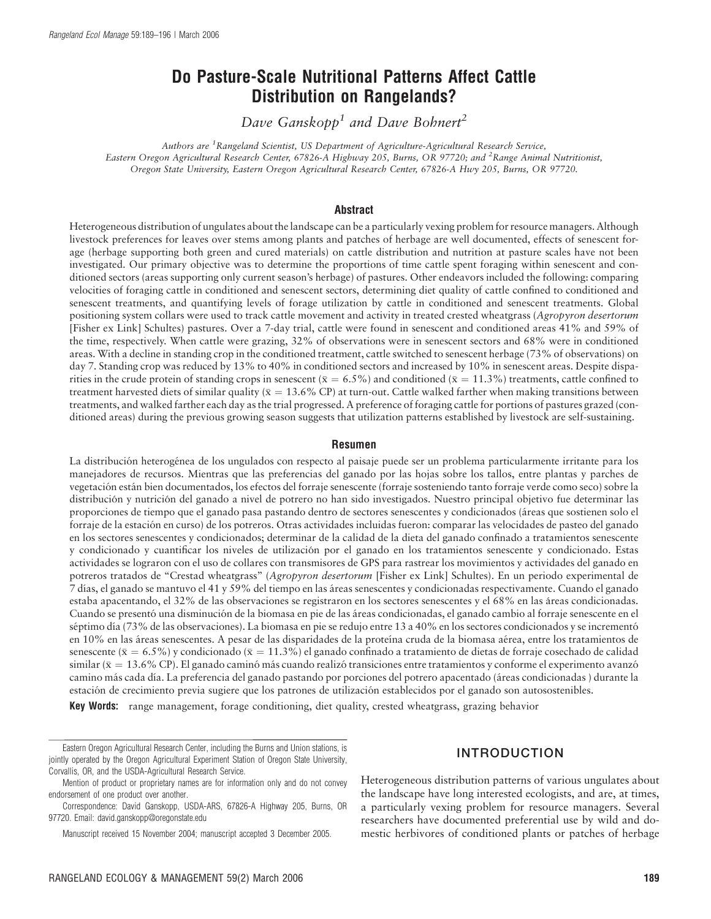# Do Pasture-Scale Nutritional Patterns Affect Cattle Distribution on Rangelands?

*Dave Ganskopp[1] and Dave Bohnert[2]*

*Authors are [1]Rangeland Scientist, US Department of Agriculture-Agricultural Research Service, Eastern Oregon Agricultural Research Center, 67826-A Highway 205, Burns, OR 97720; and [2]Range Animal Nutritionist, Oregon State University, Eastern Oregon Agricultural Research Center, 67826-A Hwy 205, Burns, OR 97720.*

## Abstract

Heterogeneous distribution of ungulates about the landscape can be a particularly vexing problem for resource managers. Although livestock preferences for leaves over stems among plants and patches of herbage are well documented, effects of senescent forage (herbage supporting both green and cured materials) on cattle distribution and nutrition at pasture scales have not been investigated. Our primary objective was to determine the proportions of time cattle spent foraging within senescent and conditioned sectors (areas supporting only current season's herbage) of pastures. Other endeavors included the following: comparing velocities of foraging cattle in conditioned and senescent sectors, determining diet quality of cattle confined to conditioned and senescent treatments, and quantifying levels of forage utilization by cattle in conditioned and senescent treatments. Global positioning system collars were used to track cattle movement and activity in treated crested wheatgrass (*Agropyron desertorum* [Fisher ex Link] Schultes) pastures. Over a 7-day trial, cattle were found in senescent and conditioned areas 41% and 59% of the time, respectively. When cattle were grazing, 32% of observations were in senescent sectors and 68% were in conditioned areas. With a decline in standing crop in the conditioned treatment, cattle switched to senescent herbage (73% of observations) on day 7. Standing crop was reduced by 13% to 40% in conditioned sectors and increased by 10% in senescent areas. Despite disparities in the crude protein of standing crops in senescent ($\bar{x} = 6.5\%$) and conditioned ($\bar{x} = 11.3\%$) treatments, cattle confined to treatment harvested diets of similar quality ($\bar{x} = 13.6\%$ CP) at turn-out. Cattle walked farther when making transitions between treatments, and walked farther each day as the trial progressed. A preference of foraging cattle for portions of pastures grazed (conditioned areas) during the previous growing season suggests that utilization patterns established by livestock are self-sustaining.

## Resumen

La distribución heterogénea de los ungulados con respecto al paisaje puede ser un problema particularmente irritante para los manejadores de recursos. Mientras que las preferencias del ganado por las hojas sobre los tallos, entre plantas y parches de vegetación están bien documentados, los efectos del forraje senescente (forraje sosteniendo tanto forraje verde como seco) sobre la distribución y nutrición del ganado a nivel de potrero no han sido investigados. Nuestro principal objetivo fue determinar las proporciones de tiempo que el ganado pasa pastando dentro de sectores senescentes y condicionados (áreas que sostienen solo el forraje de la estación en curso) de los potreros. Otras actividades incluidas fueron: comparar las velocidades de pasteo del ganado en los sectores senescentes y condicionados; determinar de la calidad de la dieta del ganado confinado a tratamientos senescente y condicionado y cuantificar los niveles de utilización por el ganado en los tratamientos senescente y condicionado. Estas actividades se lograron con el uso de collares con transmisores de GPS para rastrear los movimientos y actividades del ganado en potreros tratados de "Crestad wheatgrass" (*Agropyron desertorum* [Fisher ex Link] Schultes). En un periodo experimental de 7 días, el ganado se mantuvo el 41 y 59% del tiempo en las áreas senescentes y condicionadas respectivamente. Cuando el ganado estaba apacentando, el 32% de las observaciones se registraron en los sectores senescentes y el 68% en las áreas condicionadas. Cuando se presentó una disminución de la biomasa en pie de las áreas condicionadas, el ganado cambio al forraje senescente en el séptimo día (73% de las observaciones). La biomasa en pie se redujo entre 13 a 40% en los sectores condicionados y se incrementó en 10% en las áreas senescentes. A pesar de las disparidades de la proteína cruda de la biomasa aérea, entre los tratamientos de senescente ($\bar{x} = 6.5\%$) y condicionado ($\bar{x} = 11.3\%$) el ganado confinado a tratamiento de dietas de forraje cosechado de calidad similar ($\bar{x} = 13.6\%$ CP). El ganado caminó más cuando realizó transiciones entre tratamientos y conforme el experimento avanzó camino más cada día. La preferencia del ganado pastando por porciones del potrero apacentado (áreas condicionadas ) durante la estación de crecimiento previa sugiere que los patrones de utilización establecidos por el ganado son autosostenibles.

**Key Words:** range management, forage conditioning, diet quality, crested wheatgrass, grazing behavior

Eastern Oregon Agricultural Research Center, including the Burns and Union stations, is jointly operated by the Oregon Agricultural Experiment Station of Oregon State University, Corvallis, OR, and the USDA-Agricultural Research Service.

Mention of product or proprietary names are for information only and do not convey endorsement of one product over another.

Correspondence: David Ganskopp, USDA-ARS, 67826-A Highway 205, Burns, OR 97720. Email: david.ganskopp@oregonstate.edu

Manuscript received 15 November 2004; manuscript accepted 3 December 2005.

## INTRODUCTION

Heterogeneous distribution patterns of various ungulates about the landscape have long interested ecologists, and are, at times, a particularly vexing problem for resource managers. Several researchers have documented preferential use by wild and domestic herbivores of conditioned plants or patches of herbage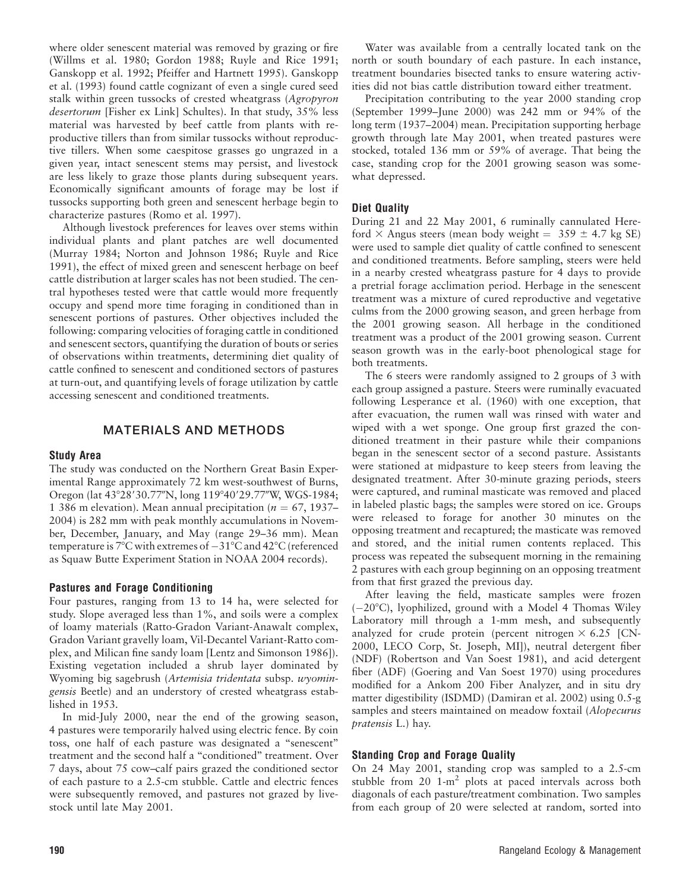where older senescent material was removed by grazing or fire (Willms et al. 1980; Gordon 1988; Ruyle and Rice 1991; Ganskopp et al. 1992; Pfeiffer and Hartnett 1995). Ganskopp et al. (1993) found cattle cognizant of even a single cured seed stalk within green tussocks of crested wheatgrass (*Agropyron desertorum* [Fisher ex Link] Schultes). In that study, 35% less material was harvested by beef cattle from plants with reproductive tillers than from similar tussocks without reproductive tillers. When some caespitose grasses go ungrazed in a given year, intact senescent stems may persist, and livestock are less likely to graze those plants during subsequent years. Economically significant amounts of forage may be lost if tussocks supporting both green and senescent herbage begin to characterize pastures (Romo et al. 1997).

Although livestock preferences for leaves over stems within individual plants and plant patches are well documented (Murray 1984; Norton and Johnson 1986; Ruyle and Rice 1991), the effect of mixed green and senescent herbage on beef cattle distribution at larger scales has not been studied. The central hypotheses tested were that cattle would more frequently occupy and spend more time foraging in conditioned than in senescent portions of pastures. Other objectives included the following: comparing velocities of foraging cattle in conditioned and senescent sectors, quantifying the duration of bouts or series of observations within treatments, determining diet quality of cattle confined to senescent and conditioned sectors of pastures at turn-out, and quantifying levels of forage utilization by cattle accessing senescent and conditioned treatments.

## MATERIALS AND METHODS

### Study Area

The study was conducted on the Northern Great Basin Experimental Range approximately 72 km west-southwest of Burns, Oregon (lat 43°28′30.77″N, long 119°40′29.77″W, WGS-1984; 1 386 m elevation). Mean annual precipitation ($n = 67$, 1937–2004) is 282 mm with peak monthly accumulations in November, December, January, and May (range 29–36 mm). Mean temperature is 7°C with extremes of −31°C and 42°C (referenced as Squaw Butte Experiment Station in NOAA 2004 records).

### Pastures and Forage Conditioning

Four pastures, ranging from 13 to 14 ha, were selected for study. Slope averaged less than 1%, and soils were a complex of loamy materials (Ratto-Gradon Variant-Anawalt complex, Gradon Variant gravelly loam, Vil-Decantel Variant-Ratto complex, and Milican fine sandy loam [Lentz and Simonson 1986]). Existing vegetation included a shrub layer dominated by Wyoming big sagebrush (*Artemisia tridentata* subsp. *wyomingensis* Beetle) and an understory of crested wheatgrass established in 1953.

In mid-July 2000, near the end of the growing season, 4 pastures were temporarily halved using electric fence. By coin toss, one half of each pasture was designated a "senescent" treatment and the second half a "conditioned" treatment. Over 7 days, about 75 cow–calf pairs grazed the conditioned sector of each pasture to a 2.5-cm stubble. Cattle and electric fences were subsequently removed, and pastures not grazed by livestock until late May 2001.

Water was available from a centrally located tank on the north or south boundary of each pasture. In each instance, treatment boundaries bisected tanks to ensure watering activities did not bias cattle distribution toward either treatment.

Precipitation contributing to the year 2000 standing crop (September 1999–June 2000) was 242 mm or 94% of the long term (1937–2004) mean. Precipitation supporting herbage growth through late May 2001, when treated pastures were stocked, totaled 136 mm or 59% of average. That being the case, standing crop for the 2001 growing season was somewhat depressed.

### Diet Quality

During 21 and 22 May 2001, 6 ruminally cannulated Hereford × Angus steers (mean body weight = 359 ± 4.7 kg SE) were used to sample diet quality of cattle confined to senescent and conditioned treatments. Before sampling, steers were held in a nearby crested wheatgrass pasture for 4 days to provide a pretrial forage acclimation period. Herbage in the senescent treatment was a mixture of cured reproductive and vegetative culms from the 2000 growing season, and green herbage from the 2001 growing season. All herbage in the conditioned treatment was a product of the 2001 growing season. Current season growth was in the early-boot phenological stage for both treatments.

The 6 steers were randomly assigned to 2 groups of 3 with each group assigned a pasture. Steers were ruminally evacuated following Lesperance et al. (1960) with one exception, that after evacuation, the rumen wall was rinsed with water and wiped with a wet sponge. One group first grazed the conditioned treatment in their pasture while their companions began in the senescent sector of a second pasture. Assistants were stationed at midpasture to keep steers from leaving the designated treatment. After 30-minute grazing periods, steers were captured, and ruminal masticate was removed and placed in labeled plastic bags; the samples were stored on ice. Groups were released to forage for another 30 minutes on the opposing treatment and recaptured; the masticate was removed and stored, and the initial rumen contents replaced. This process was repeated the subsequent morning in the remaining 2 pastures with each group beginning on an opposing treatment from that first grazed the previous day.

After leaving the field, masticate samples were frozen (−20°C), lyophilized, ground with a Model 4 Thomas Wiley Laboratory mill through a 1-mm mesh, and subsequently analyzed for crude protein (percent nitrogen × 6.25 [CN-2000, LECO Corp, St. Joseph, MI]), neutral detergent fiber (NDF) (Robertson and Van Soest 1981), and acid detergent fiber (ADF) (Goering and Van Soest 1970) using procedures modified for a Ankom 200 Fiber Analyzer, and in situ dry matter digestibility (ISDMD) (Damiran et al. 2002) using 0.5-g samples and steers maintained on meadow foxtail (*Alopecurus pratensis* L.) hay.

### Standing Crop and Forage Quality

On 24 May 2001, standing crop was sampled to a 2.5-cm stubble from 20 1-$m^2$ plots at paced intervals across both diagonals of each pasture/treatment combination. Two samples from each group of 20 were selected at random, sorted into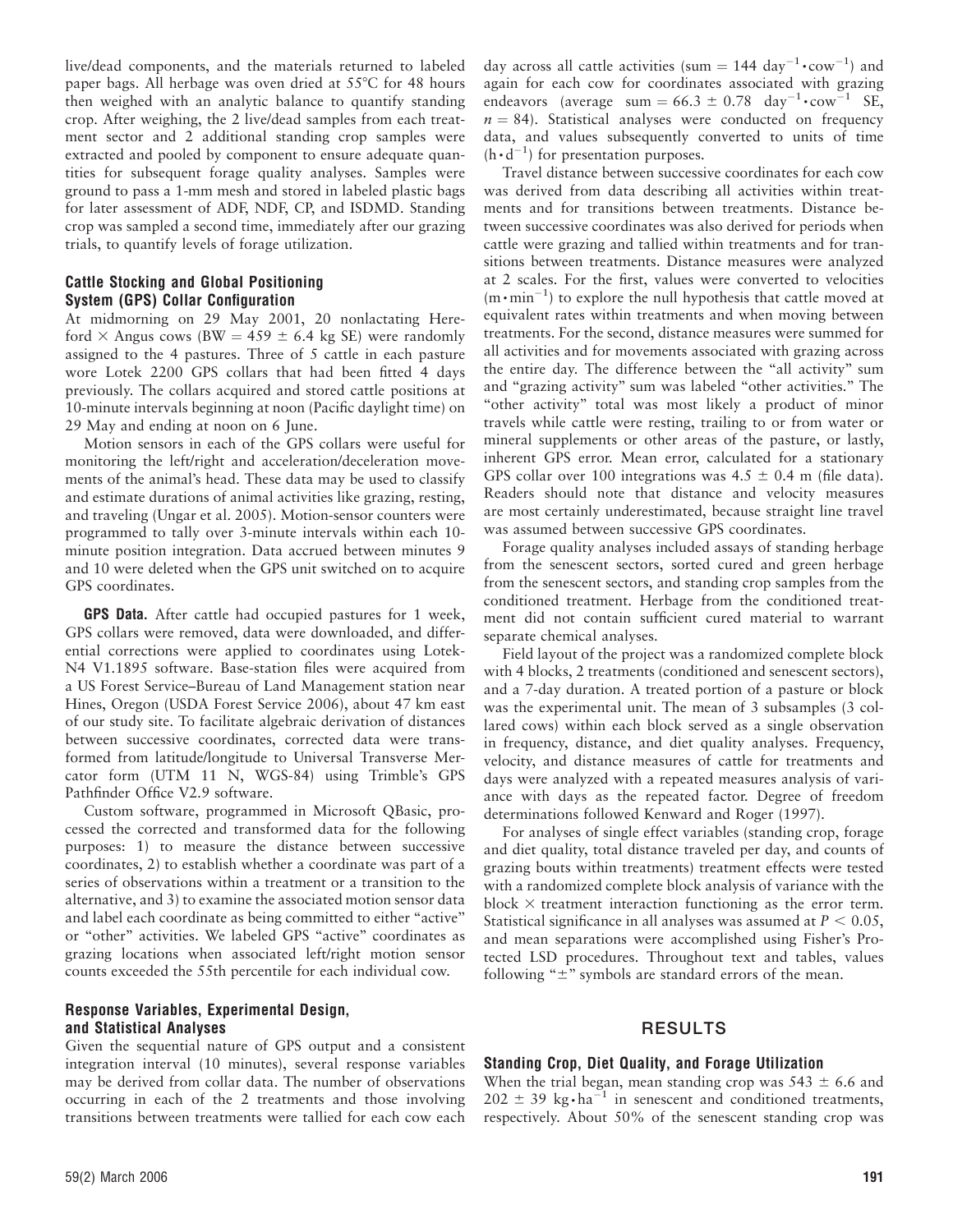live/dead components, and the materials returned to labeled paper bags. All herbage was oven dried at 55°C for 48 hours then weighed with an analytic balance to quantify standing crop. After weighing, the 2 live/dead samples from each treatment sector and 2 additional standing crop samples were extracted and pooled by component to ensure adequate quantities for subsequent forage quality analyses. Samples were ground to pass a 1-mm mesh and stored in labeled plastic bags for later assessment of ADF, NDF, CP, and ISDMD. Standing crop was sampled a second time, immediately after our grazing trials, to quantify levels of forage utilization.

### Cattle Stocking and Global Positioning System (GPS) Collar Configuration

At midmorning on 29 May 2001, 20 nonlactating Hereford × Angus cows (BW = 459 ± 6.4 kg SE) were randomly assigned to the 4 pastures. Three of 5 cattle in each pasture wore Lotek 2200 GPS collars that had been fitted 4 days previously. The collars acquired and stored cattle positions at 10-minute intervals beginning at noon (Pacific daylight time) on 29 May and ending at noon on 6 June.

Motion sensors in each of the GPS collars were useful for monitoring the left/right and acceleration/deceleration movements of the animal's head. These data may be used to classify and estimate durations of animal activities like grazing, resting, and traveling (Ungar et al. 2005). Motion-sensor counters were programmed to tally over 3-minute intervals within each 10-minute position integration. Data accrued between minutes 9 and 10 were deleted when the GPS unit switched on to acquire GPS coordinates.

**GPS Data.** After cattle had occupied pastures for 1 week, GPS collars were removed, data were downloaded, and differential corrections were applied to coordinates using Lotek-N4 V1.1895 software. Base-station files were acquired from a US Forest Service–Bureau of Land Management station near Hines, Oregon (USDA Forest Service 2006), about 47 km east of our study site. To facilitate algebraic derivation of distances between successive coordinates, corrected data were transformed from latitude/longitude to Universal Transverse Mercator form (UTM 11 N, WGS-84) using Trimble's GPS Pathfinder Office V2.9 software.

Custom software, programmed in Microsoft QBasic, processed the corrected and transformed data for the following purposes: 1) to measure the distance between successive coordinates, 2) to establish whether a coordinate was part of a series of observations within a treatment or a transition to the alternative, and 3) to examine the associated motion sensor data and label each coordinate as being committed to either "active" or "other" activities. We labeled GPS "active" coordinates as grazing locations when associated left/right motion sensor counts exceeded the 55th percentile for each individual cow.

### Response Variables, Experimental Design, and Statistical Analyses

Given the sequential nature of GPS output and a consistent integration interval (10 minutes), several response variables may be derived from collar data. The number of observations occurring in each of the 2 treatments and those involving transitions between treatments were tallied for each cow each day across all cattle activities (sum = 144 $\text{day}^{-1} \cdot \text{cow}^{-1}$) and again for each cow for coordinates associated with grazing endeavors (average sum = 66.3 ± 0.78 $\text{day}^{-1} \cdot \text{cow}^{-1}$ SE, $n = 84$). Statistical analyses were conducted on frequency data, and values subsequently converted to units of time ($\text{h} \cdot \text{d}^{-1}$) for presentation purposes.

Travel distance between successive coordinates for each cow was derived from data describing all activities within treatments and for transitions between treatments. Distance between successive coordinates was also derived for periods when cattle were grazing and tallied within treatments and for transitions between treatments. Distance measures were analyzed at 2 scales. For the first, values were converted to velocities ($\text{m} \cdot \text{min}^{-1}$) to explore the null hypothesis that cattle moved at equivalent rates within treatments and when moving between treatments. For the second, distance measures were summed for all activities and for movements associated with grazing across the entire day. The difference between the "all activity" sum and "grazing activity" sum was labeled "other activities." The "other activity" total was most likely a product of minor travels while cattle were resting, trailing to or from water or mineral supplements or other areas of the pasture, or lastly, inherent GPS error. Mean error, calculated for a stationary GPS collar over 100 integrations was 4.5 ± 0.4 m (file data). Readers should note that distance and velocity measures are most certainly underestimated, because straight line travel was assumed between successive GPS coordinates.

Forage quality analyses included assays of standing herbage from the senescent sectors, sorted cured and green herbage from the senescent sectors, and standing crop samples from the conditioned treatment. Herbage from the conditioned treatment did not contain sufficient cured material to warrant separate chemical analyses.

Field layout of the project was a randomized complete block with 4 blocks, 2 treatments (conditioned and senescent sectors), and a 7-day duration. A treated portion of a pasture or block was the experimental unit. The mean of 3 subsamples (3 collared cows) within each block served as a single observation in frequency, distance, and diet quality analyses. Frequency, velocity, and distance measures of cattle for treatments and days were analyzed with a repeated measures analysis of variance with days as the repeated factor. Degree of freedom determinations followed Kenward and Roger (1997).

For analyses of single effect variables (standing crop, forage and diet quality, total distance traveled per day, and counts of grazing bouts within treatments) treatment effects were tested with a randomized complete block analysis of variance with the block × treatment interaction functioning as the error term. Statistical significance in all analyses was assumed at $P < 0.05$, and mean separations were accomplished using Fisher's Protected LSD procedures. Throughout text and tables, values following "±" symbols are standard errors of the mean.

## RESULTS

### Standing Crop, Diet Quality, and Forage Utilization

When the trial began, mean standing crop was 543 ± 6.6 and 202 ± 39 $\text{kg} \cdot \text{ha}^{-1}$ in senescent and conditioned treatments, respectively. About 50% of the senescent standing crop was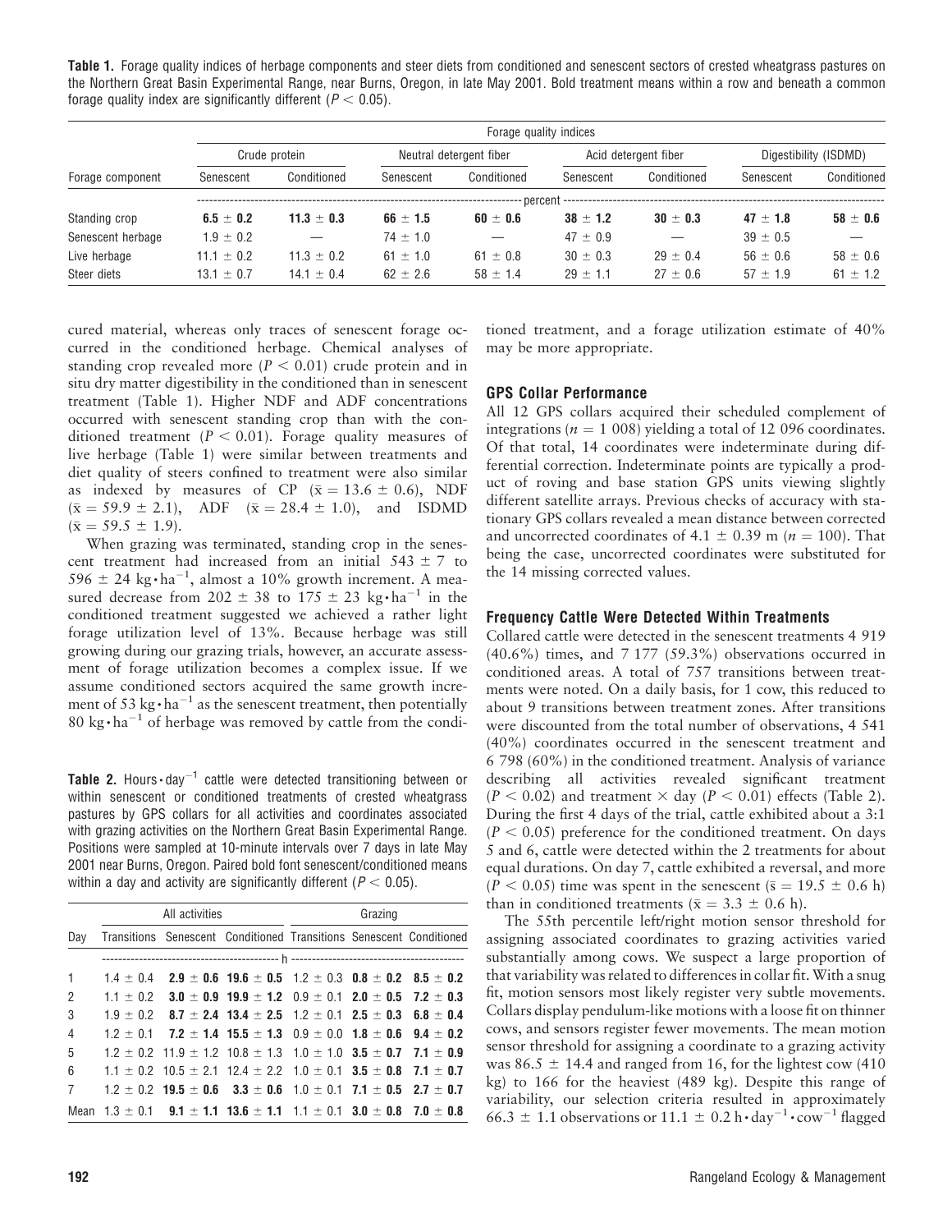**Table 1.** Forage quality indices of herbage components and steer diets from conditioned and senescent sectors of crested wheatgrass pastures on the Northern Great Basin Experimental Range, near Burns, Oregon, in late May 2001. Bold treatment means within a row and beneath a common forage quality index are significantly different ($P < 0.05$).

| Forage component | Crude protein | | Neutral detergent fiber | | Acid detergent fiber | | Digestibility (ISDMD) | |
|---|---|---|---|---|---|---|---|---|
| | Senescent | Conditioned | Senescent | Conditioned | Senescent | Conditioned | Senescent | Conditioned |
| | percent | | | | | | | |
| Standing crop | **6.5 ± 0.2** | **11.3 ± 0.3** | **66 ± 1.5** | **60 ± 0.6** | **38 ± 1.2** | **30 ± 0.3** | **47 ± 1.8** | **58 ± 0.6** |
| Senescent herbage | 1.9 ± 0.2 | — | 74 ± 1.0 | — | 47 ± 0.9 | — | 39 ± 0.5 | — |
| Live herbage | 11.1 ± 0.2 | 11.3 ± 0.2 | 61 ± 1.0 | 61 ± 0.8 | 30 ± 0.3 | 29 ± 0.4 | 56 ± 0.6 | 58 ± 0.6 |
| Steer diets | 13.1 ± 0.7 | 14.1 ± 0.4 | 62 ± 2.6 | 58 ± 1.4 | 29 ± 1.1 | 27 ± 0.6 | 57 ± 1.9 | 61 ± 1.2 |

cured material, whereas only traces of senescent forage occurred in the conditioned herbage. Chemical analyses of standing crop revealed more ($P < 0.01$) crude protein and in situ dry matter digestibility in the conditioned than in senescent treatment (Table 1). Higher NDF and ADF concentrations occurred with senescent standing crop than with the conditioned treatment ($P < 0.01$). Forage quality measures of live herbage (Table 1) were similar between treatments and diet quality of steers confined to treatment were also similar as indexed by measures of CP ($\bar{x} = 13.6 \pm 0.6$), NDF ($\bar{x} = 59.9 \pm 2.1$), ADF ($\bar{x} = 28.4 \pm 1.0$), and ISDMD ($\bar{x} = 59.5 \pm 1.9$).

When grazing was terminated, standing crop in the senescent treatment had increased from an initial $543 \pm 7$ to $596 \pm 24$ kg·ha$^{-1}$, almost a 10% growth increment. A measured decrease from $202 \pm 38$ to $175 \pm 23$ kg·ha$^{-1}$ in the conditioned treatment suggested we achieved a rather light forage utilization level of 13%. Because herbage was still growing during our grazing trials, however, an accurate assessment of forage utilization becomes a complex issue. If we assume conditioned sectors acquired the same growth increment of 53 kg·ha$^{-1}$ as the senescent treatment, then potentially 80 kg·ha$^{-1}$ of herbage was removed by cattle from the conditioned treatment, and a forage utilization estimate of 40% may be more appropriate.

**Table 2.** Hours·day$^{-1}$ cattle were detected transitioning between or within senescent or conditioned treatments of crested wheatgrass pastures by GPS collars for all activities and coordinates associated with grazing activities on the Northern Great Basin Experimental Range. Positions were sampled at 10-minute intervals over 7 days in late May 2001 near Burns, Oregon. Paired bold font senescent/conditioned means within a day and activity are significantly different ($P < 0.05$).

| Day | All activities | | | Grazing | | |
|---|---|---|---|---|---|---|
| | Transitions | Senescent | Conditioned | Transitions | Senescent | Conditioned |
| | h | | | | | |
| 1 | 1.4 ± 0.4 | **2.9 ± 0.6** | **19.6 ± 0.5** | 1.2 ± 0.3 | **0.8 ± 0.2** | **8.5 ± 0.2** |
| 2 | 1.1 ± 0.2 | **3.0 ± 0.9** | **19.9 ± 1.2** | 0.9 ± 0.1 | **2.0 ± 0.5** | **7.2 ± 0.3** |
| 3 | 1.9 ± 0.2 | **8.7 ± 2.4** | **13.4 ± 2.5** | 1.2 ± 0.1 | **2.5 ± 0.3** | **6.8 ± 0.4** |
| 4 | 1.2 ± 0.1 | **7.2 ± 1.4** | **15.5 ± 1.3** | 0.9 ± 0.0 | **1.8 ± 0.6** | **9.4 ± 0.2** |
| 5 | 1.2 ± 0.2 | 11.9 ± 1.2 | 10.8 ± 1.3 | 1.0 ± 1.0 | **3.5 ± 0.7** | **7.1 ± 0.9** |
| 6 | 1.1 ± 0.2 | 10.5 ± 2.1 | 12.4 ± 2.2 | 1.0 ± 0.1 | **3.5 ± 0.8** | **7.1 ± 0.7** |
| 7 | 1.2 ± 0.2 | **19.5 ± 0.6** | **3.3 ± 0.6** | 1.0 ± 0.1 | **7.1 ± 0.5** | **2.7 ± 0.7** |
| Mean | 1.3 ± 0.1 | **9.1 ± 1.1** | **13.6 ± 1.1** | 1.1 ± 0.1 | **3.0 ± 0.8** | **7.0 ± 0.8** |

### GPS Collar Performance

All 12 GPS collars acquired their scheduled complement of integrations ($n = 1\,008$) yielding a total of 12 096 coordinates. Of that total, 14 coordinates were indeterminate during differential correction. Indeterminate points are typically a product of roving and base station GPS units viewing slightly different satellite arrays. Previous checks of accuracy with stationary GPS collars revealed a mean distance between corrected and uncorrected coordinates of $4.1 \pm 0.39$ m ($n = 100$). That being the case, uncorrected coordinates were substituted for the 14 missing corrected values.

### Frequency Cattle Were Detected Within Treatments

Collared cattle were detected in the senescent treatments 4 919 (40.6%) times, and 7 177 (59.3%) observations occurred in conditioned areas. A total of 757 transitions between treatments were noted. On a daily basis, for 1 cow, this reduced to about 9 transitions between treatment zones. After transitions were discounted from the total number of observations, 4 541 (40%) coordinates occurred in the senescent treatment and 6 798 (60%) in the conditioned treatment. Analysis of variance describing all activities revealed significant treatment ($P < 0.02$) and treatment × day ($P < 0.01$) effects (Table 2). During the first 4 days of the trial, cattle exhibited about a 3:1 ($P < 0.05$) preference for the conditioned treatment. On days 5 and 6, cattle were detected within the 2 treatments for about equal durations. On day 7, cattle exhibited a reversal, and more ($P < 0.05$) time was spent in the senescent ($\bar{s} = 19.5 \pm 0.6$ h) than in conditioned treatments ($\bar{x} = 3.3 \pm 0.6$ h).

The 55th percentile left/right motion sensor threshold for assigning associated coordinates to grazing activities varied substantially among cows. We suspect a large proportion of that variability was related to differences in collar fit. With a snug fit, motion sensors most likely register very subtle movements. Collars display pendulum-like motions with a loose fit on thinner cows, and sensors register fewer movements. The mean motion sensor threshold for assigning a coordinate to a grazing activity was $86.5 \pm 14.4$ and ranged from 16, for the lightest cow (410 kg) to 166 for the heaviest (489 kg). Despite this range of variability, our selection criteria resulted in approximately $66.3 \pm 1.1$ observations or $11.1 \pm 0.2$ h·day$^{-1}$·cow$^{-1}$ flagged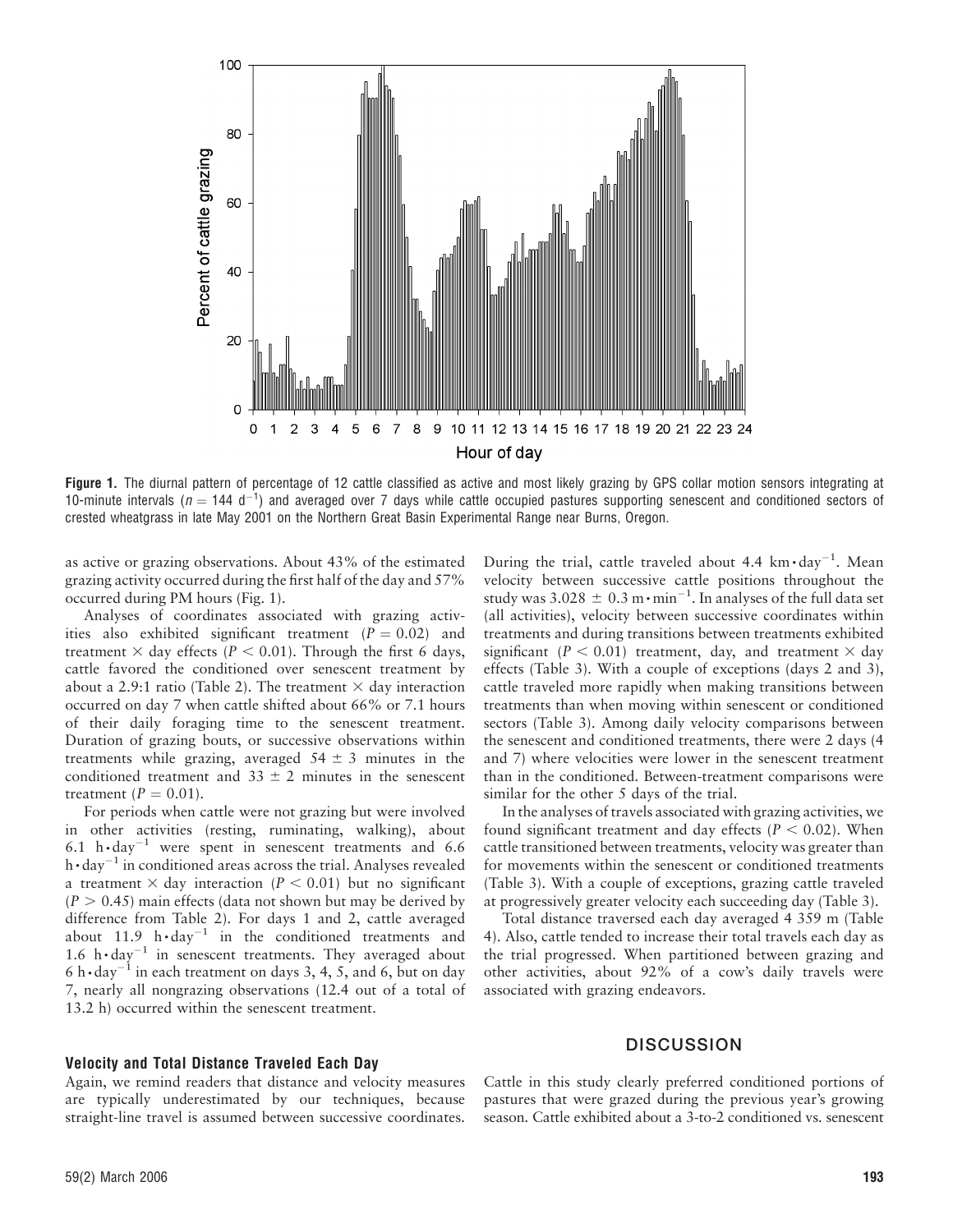Figure 1. The diurnal pattern of percentage of 12 cattle classified as active and most likely grazing by GPS collar motion sensors integrating at 10-minute intervals ($n = 144$ $d^{-1}$) and averaged over 7 days while cattle occupied pastures supporting senescent and conditioned sectors of crested wheatgrass in late May 2001 on the Northern Great Basin Experimental Range near Burns, Oregon.

as active or grazing observations. About 43% of the estimated grazing activity occurred during the first half of the day and 57% occurred during PM hours (Fig. 1).

Analyses of coordinates associated with grazing activities also exhibited significant treatment ($P = 0.02$) and treatment × day effects ($P < 0.01$). Through the first 6 days, cattle favored the conditioned over senescent treatment by about a 2.9:1 ratio (Table 2). The treatment × day interaction occurred on day 7 when cattle shifted about 66% or 7.1 hours of their daily foraging time to the senescent treatment. Duration of grazing bouts, or successive observations within treatments while grazing, averaged $54 \pm 3$ minutes in the conditioned treatment and $33 \pm 2$ minutes in the senescent treatment ($P = 0.01$).

For periods when cattle were not grazing but were involved in other activities (resting, ruminating, walking), about 6.1 $h \cdot day^{-1}$ were spent in senescent treatments and 6.6 $h \cdot day^{-1}$ in conditioned areas across the trial. Analyses revealed a treatment × day interaction ($P < 0.01$) but no significant ($P > 0.45$) main effects (data not shown but may be derived by difference from Table 2). For days 1 and 2, cattle averaged about 11.9 $h \cdot day^{-1}$ in the conditioned treatments and 1.6 $h \cdot day^{-1}$ in senescent treatments. They averaged about 6 $h \cdot day^{-1}$ in each treatment on days 3, 4, 5, and 6, but on day 7, nearly all nongrazing observations (12.4 out of a total of 13.2 h) occurred within the senescent treatment.

### Velocity and Total Distance Traveled Each Day

Again, we remind readers that distance and velocity measures are typically underestimated by our techniques, because straight-line travel is assumed between successive coordinates. During the trial, cattle traveled about 4.4 $km \cdot day^{-1}$. Mean velocity between successive cattle positions throughout the study was $3.028 \pm 0.3$ $m \cdot min^{-1}$. In analyses of the full data set (all activities), velocity between successive coordinates within treatments and during transitions between treatments exhibited significant ($P < 0.01$) treatment, day, and treatment × day effects (Table 3). With a couple of exceptions (days 2 and 3), cattle traveled more rapidly when making transitions between treatments than when moving within senescent or conditioned sectors (Table 3). Among daily velocity comparisons between the senescent and conditioned treatments, there were 2 days (4 and 7) where velocities were lower in the senescent treatment than in the conditioned. Between-treatment comparisons were similar for the other 5 days of the trial.

In the analyses of travels associated with grazing activities, we found significant treatment and day effects ($P < 0.02$). When cattle transitioned between treatments, velocity was greater than for movements within the senescent or conditioned treatments (Table 3). With a couple of exceptions, grazing cattle traveled at progressively greater velocity each succeeding day (Table 3).

Total distance traversed each day averaged 4 359 m (Table 4). Also, cattle tended to increase their total travels each day as the trial progressed. When partitioned between grazing and other activities, about 92% of a cow's daily travels were associated with grazing endeavors.

## DISCUSSION

Cattle in this study clearly preferred conditioned portions of pastures that were grazed during the previous year's growing season. Cattle exhibited about a 3-to-2 conditioned vs. senescent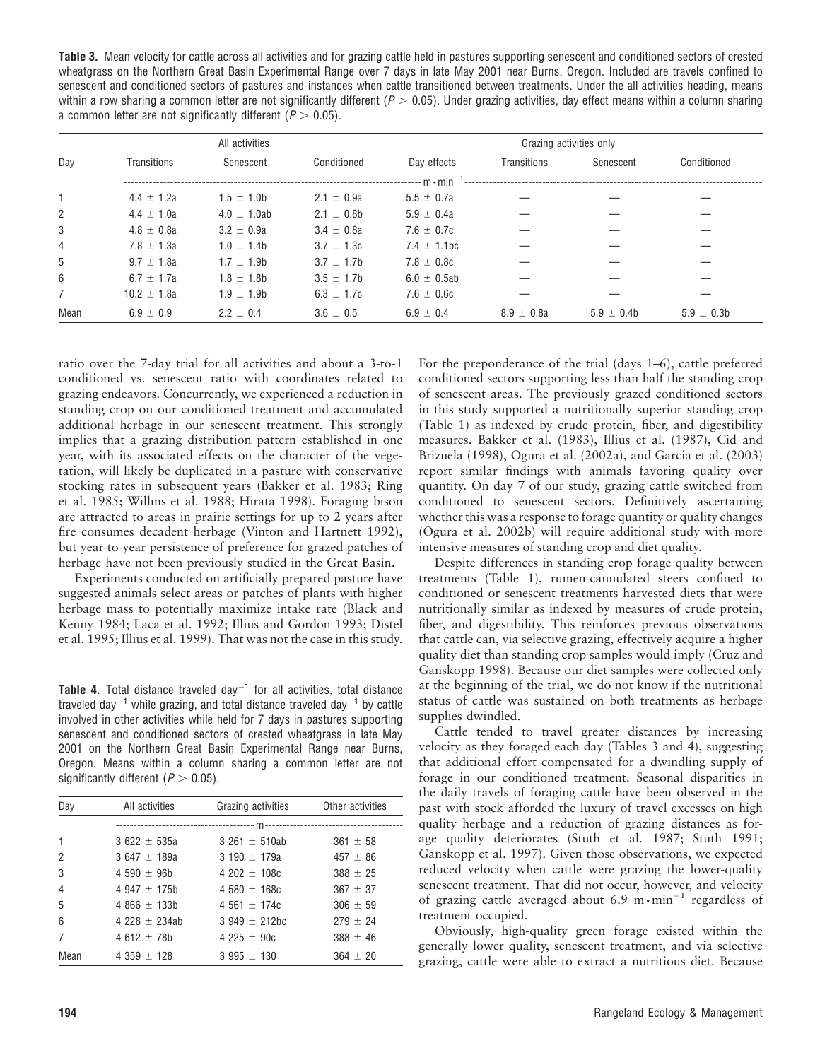**Table 3.** Mean velocity for cattle across all activities and for grazing cattle held in pastures supporting senescent and conditioned sectors of crested wheatgrass on the Northern Great Basin Experimental Range over 7 days in late May 2001 near Burns, Oregon. Included are travels confined to senescent and conditioned sectors of pastures and instances when cattle transitioned between treatments. Under the all activities heading, means within a row sharing a common letter are not significantly different ($P > 0.05$). Under grazing activities, day effect means within a column sharing a common letter are not significantly different ($P > 0.05$).

| Day | All activities | | | Grazing activities only | | | |
|---|---|---|---|---|---|---|---|
| | Transitions | Senescent | Conditioned | Day effects | Transitions | Senescent | Conditioned |
| | $m \cdot min^{-1}$ | | | | | | |
| 1 | 4.4 ± 1.2a | 1.5 ± 1.0b | 2.1 ± 0.9a | 5.5 ± 0.7a | — | — | — |
| 2 | 4.4 ± 1.0a | 4.0 ± 1.0ab | 2.1 ± 0.8b | 5.9 ± 0.4a | — | — | — |
| 3 | 4.8 ± 0.8a | 3.2 ± 0.9a | 3.4 ± 0.8a | 7.6 ± 0.7c | — | — | — |
| 4 | 7.8 ± 1.3a | 1.0 ± 1.4b | 3.7 ± 1.3c | 7.4 ± 1.1bc | — | — | — |
| 5 | 9.7 ± 1.8a | 1.7 ± 1.9b | 3.7 ± 1.7b | 7.8 ± 0.8c | — | — | — |
| 6 | 6.7 ± 1.7a | 1.8 ± 1.8b | 3.5 ± 1.7b | 6.0 ± 0.5ab | — | — | — |
| 7 | 10.2 ± 1.8a | 1.9 ± 1.9b | 6.3 ± 1.7c | 7.6 ± 0.6c | — | — | — |
| Mean | 6.9 ± 0.9 | 2.2 ± 0.4 | 3.6 ± 0.5 | 6.9 ± 0.4 | 8.9 ± 0.8a | 5.9 ± 0.4b | 5.9 ± 0.3b |

ratio over the 7-day trial for all activities and about a 3-to-1 conditioned vs. senescent ratio with coordinates related to grazing endeavors. Concurrently, we experienced a reduction in standing crop on our conditioned treatment and accumulated additional herbage in our senescent treatment. This strongly implies that a grazing distribution pattern established in one year, with its associated effects on the character of the vegetation, will likely be duplicated in a pasture with conservative stocking rates in subsequent years (Bakker et al. 1983; Ring et al. 1985; Willms et al. 1988; Hirata 1998). Foraging bison are attracted to areas in prairie settings for up to 2 years after fire consumes decadent herbage (Vinton and Hartnett 1992), but year-to-year persistence of preference for grazed patches of herbage have not been previously studied in the Great Basin.

Experiments conducted on artificially prepared pasture have suggested animals select areas or patches of plants with higher herbage mass to potentially maximize intake rate (Black and Kenny 1984; Laca et al. 1992; Illius and Gordon 1993; Distel et al. 1995; Illius et al. 1999). That was not the case in this study.

**Table 4.** Total distance traveled $day^{-1}$ for all activities, total distance traveled $day^{-1}$ while grazing, and total distance traveled $day^{-1}$ by cattle involved in other activities while held for 7 days in pastures supporting senescent and conditioned sectors of crested wheatgrass in late May 2001 on the Northern Great Basin Experimental Range near Burns, Oregon. Means within a column sharing a common letter are not significantly different ($P > 0.05$).

| Day | All activities | Grazing activities | Other activities |
|---|---|---|---|
| | m | | |
| 1 | 3 622 ± 535a | 3 261 ± 510ab | 361 ± 58 |
| 2 | 3 647 ± 189a | 3 190 ± 179a | 457 ± 86 |
| 3 | 4 590 ± 96b | 4 202 ± 108c | 388 ± 25 |
| 4 | 4 947 ± 175b | 4 580 ± 168c | 367 ± 37 |
| 5 | 4 866 ± 133b | 4 561 ± 174c | 306 ± 59 |
| 6 | 4 228 ± 234ab | 3 949 ± 212bc | 279 ± 24 |
| 7 | 4 612 ± 78b | 4 225 ± 90c | 388 ± 46 |
| Mean | 4 359 ± 128 | 3 995 ± 130 | 364 ± 20 |

For the preponderance of the trial (days 1–6), cattle preferred conditioned sectors supporting less than half the standing crop of senescent areas. The previously grazed conditioned sectors in this study supported a nutritionally superior standing crop (Table 1) as indexed by crude protein, fiber, and digestibility measures. Bakker et al. (1983), Illius et al. (1987), Cid and Brizuela (1998), Ogura et al. (2002a), and Garcia et al. (2003) report similar findings with animals favoring quality over quantity. On day 7 of our study, grazing cattle switched from conditioned to senescent sectors. Definitively ascertaining whether this was a response to forage quantity or quality changes (Ogura et al. 2002b) will require additional study with more intensive measures of standing crop and diet quality.

Despite differences in standing crop forage quality between treatments (Table 1), rumen-cannulated steers confined to conditioned or senescent treatments harvested diets that were nutritionally similar as indexed by measures of crude protein, fiber, and digestibility. This reinforces previous observations that cattle can, via selective grazing, effectively acquire a higher quality diet than standing crop samples would imply (Cruz and Ganskopp 1998). Because our diet samples were collected only at the beginning of the trial, we do not know if the nutritional status of cattle was sustained on both treatments as herbage supplies dwindled.

Cattle tended to travel greater distances by increasing velocity as they foraged each day (Tables 3 and 4), suggesting that additional effort compensated for a dwindling supply of forage in our conditioned treatment. Seasonal disparities in the daily travels of foraging cattle have been observed in the past with stock afforded the luxury of travel excesses on high quality herbage and a reduction of grazing distances as forage quality deteriorates (Stuth et al. 1987; Stuth 1991; Ganskopp et al. 1997). Given those observations, we expected reduced velocity when cattle were grazing the lower-quality senescent treatment. That did not occur, however, and velocity of grazing cattle averaged about 6.9 $m \cdot min^{-1}$ regardless of treatment occupied.

Obviously, high-quality green forage existed within the generally lower quality, senescent treatment, and via selective grazing, cattle were able to extract a nutritious diet. Because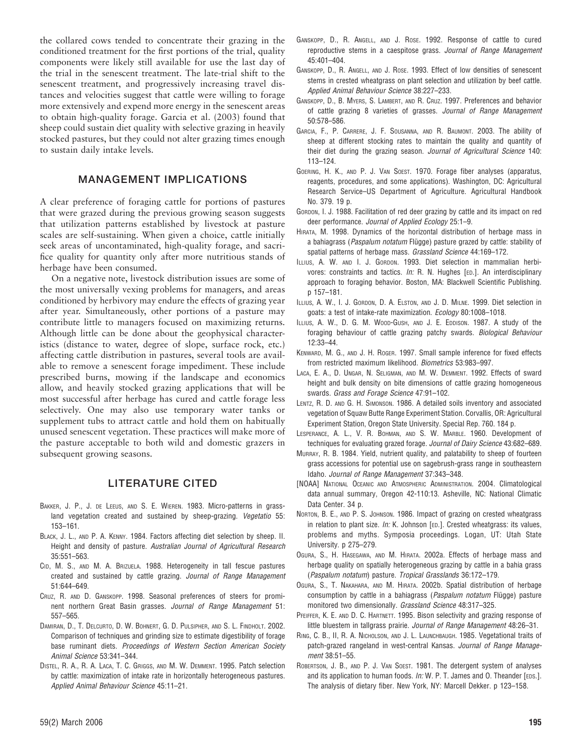the collared cows tended to concentrate their grazing in the conditioned treatment for the first portions of the trial, quality components were likely still available for use the last day of the trial in the senescent treatment. The late-trial shift to the senescent treatment, and progressively increasing travel distances and velocities suggest that cattle were willing to forage more extensively and expend more energy in the senescent areas to obtain high-quality forage. Garcia et al. (2003) found that sheep could sustain diet quality with selective grazing in heavily stocked pastures, but they could not alter grazing times enough to sustain daily intake levels.

## MANAGEMENT IMPLICATIONS

A clear preference of foraging cattle for portions of pastures that were grazed during the previous growing season suggests that utilization patterns established by livestock at pasture scales are self-sustaining. When given a choice, cattle initially seek areas of uncontaminated, high-quality forage, and sacrifice quality for quantity only after more nutritious stands of herbage have been consumed.

On a negative note, livestock distribution issues are some of the most universally vexing problems for managers, and areas conditioned by herbivory may endure the effects of grazing year after year. Simultaneously, other portions of a pasture may contribute little to managers focused on maximizing returns. Although little can be done about the geophysical characteristics (distance to water, degree of slope, surface rock, etc.) affecting cattle distribution in pastures, several tools are available to remove a senescent forage impediment. These include prescribed burns, mowing if the landscape and economics allow, and heavily stocked grazing applications that will be most successful after herbage has cured and cattle forage less selectively. One may also use temporary water tanks or supplement tubs to attract cattle and hold them on habitually unused senescent vegetation. These practices will make more of the pasture acceptable to both wild and domestic grazers in subsequent growing seasons.

## LITERATURE CITED

Bakker, J. P., J. de Leeus, and S. E. Wieren. 1983. Micro-patterns in grassland vegetation created and sustained by sheep-grazing. *Vegetatio* 55: 153–161.

Black, J. L., and P. A. Kenny. 1984. Factors affecting diet selection by sheep. II. Height and density of pasture. *Australian Journal of Agricultural Research* 35:551–563.

Cid, M. S., and M. A. Brizuela. 1988. Heterogeneity in tall fescue pastures created and sustained by cattle grazing. *Journal of Range Management* 51:644–649.

Cruz, R. and D. Ganskopp. 1998. Seasonal preferences of steers for prominent northern Great Basin grasses. *Journal of Range Management* 51: 557–565.

Damiran, D., T. Delcurto, D. W. Bohnert, G. D. Pulsipher, and S. L. Findholt. 2002. Comparison of techniques and grinding size to estimate digestibility of forage base ruminant diets. *Proceedings of Western Section American Society Animal Science* 53:341–344.

Distel, R. A., R. A. Laca, T. C. Griggs, and M. W. Demment. 1995. Patch selection by cattle: maximization of intake rate in horizontally heterogeneous pastures. *Applied Animal Behaviour Science* 45:11–21.

Ganskopp, D., R. Angell, and J. Rose. 1992. Response of cattle to cured reproductive stems in a caespitose grass. *Journal of Range Management* 45:401–404.

Ganskopp, D., R. Angell, and J. Rose. 1993. Effect of low densities of senescent stems in crested wheatgrass on plant selection and utilization by beef cattle. *Applied Animal Behaviour Science* 38:227–233.

Ganskopp, D., B. Myers, S. Lambert, and R. Cruz. 1997. Preferences and behavior of cattle grazing 8 varieties of grasses. *Journal of Range Management* 50:578–586.

Garcia, F., P. Carrere, J. F. Sousanna, and R. Baumont. 2003. The ability of sheep at different stocking rates to maintain the quality and quantity of their diet during the grazing season. *Journal of Agricultural Science* 140: 113–124.

Goering, H. K., and P. J. Van Soest. 1970. Forage fiber analyses (apparatus, reagents, procedures, and some applications). Washington, DC: Agricultural Research Service–US Department of Agriculture. Agricultural Handbook No. 379. 19 p.

Gordon, I. J. 1988. Facilitation of red deer grazing by cattle and its impact on red deer performance. *Journal of Applied Ecology* 25:1–9.

Hirata, M. 1998. Dynamics of the horizontal distribution of herbage mass in a bahiagrass (*Paspalum notatum* Flügge) pasture grazed by cattle: stability of spatial patterns of herbage mass. *Grassland Science* 44:169–172.

Illius, A. W. and I. J. Gordon. 1993. Diet selection in mammalian herbivores: constraints and tactics. *In:* R. N. Hughes [ed.]. An interdisciplinary approach to foraging behavior. Boston, MA: Blackwell Scientific Publishing. p 157–181.

Illius, A. W., I. J. Gordon, D. A. Elston, and J. D. Milne. 1999. Diet selection in goats: a test of intake-rate maximization. *Ecology* 80:1008–1018.

Illius, A. W., D. G. M. Wood-Gush, and J. E. Eddison. 1987. A study of the foraging behaviour of cattle grazing patchy swards. *Biological Behaviour* 12:33–44.

Kenward, M. G., and J. H. Roger. 1997. Small sample inference for fixed effects from restricted maximum likelihood. *Biometrics* 53:983–997.

Laca, E. A., D. Ungar, N. Seligman, and M. W. Demment. 1992. Effects of sward height and bulk density on bite dimensions of cattle grazing homogeneous swards. *Grass and Forage Science* 47:91–102.

Lentz, R. D. and G. H. Simonson. 1986. A detailed soils inventory and associated vegetation of Squaw Butte Range Experiment Station. Corvallis, OR: Agricultural Experiment Station, Oregon State University. Special Rep. 760. 184 p.

Lesperance, A. L., V. R. Bohman, and S. W. Marble. 1960. Development of techniques for evaluating grazed forage. *Journal of Dairy Science* 43:682–689.

Murray, R. B. 1984. Yield, nutrient quality, and palatability to sheep of fourteen grass accessions for potential use on sagebrush-grass range in southeastern Idaho. *Journal of Range Management* 37:343–348.

[NOAA] National Oceanic and Atmospheric Administration. 2004. Climatological data annual summary, Oregon 42-110:13. Asheville, NC: National Climatic Data Center. 34 p.

Norton, B. E., and P. S. Johnson. 1986. Impact of grazing on crested wheatgrass in relation to plant size. *In:* K. Johnson [ed.]. Crested wheatgrass: its values, problems and myths. Symposia proceedings. Logan, UT: Utah State University. p 275–279.

Ogura, S., H. Hasegawa, and M. Hirata. 2002a. Effects of herbage mass and herbage quality on spatially heterogeneous grazing by cattle in a bahia grass (*Paspalum notatum*) pasture. *Tropical Grasslands* 36:172–179.

Ogura, S., T. Nakahara, and M. Hirata. 2002b. Spatial distribution of herbage consumption by cattle in a bahiagrass (*Paspalum notatum* Flügge) pasture monitored two dimensionally. *Grassland Science* 48:317–325.

Pfeiffer, K. E. and D. C. Hartnett. 1995. Bison selectivity and grazing response of little bluestem in tallgrass prairie. *Journal of Range Management* 48:26–31.

Ring, C. B., II, R. A. Nicholson, and J. L. Launchbaugh. 1985. Vegetational traits of patch-grazed rangeland in west-central Kansas. *Journal of Range Management* 38:51–55.

Robertson, J. B., and P. J. Van Soest. 1981. The detergent system of analyses and its application to human foods. *In:* W. P. T. James and O. Theander [eds.]. The analysis of dietary fiber. New York, NY: Marcell Dekker. p 123–158.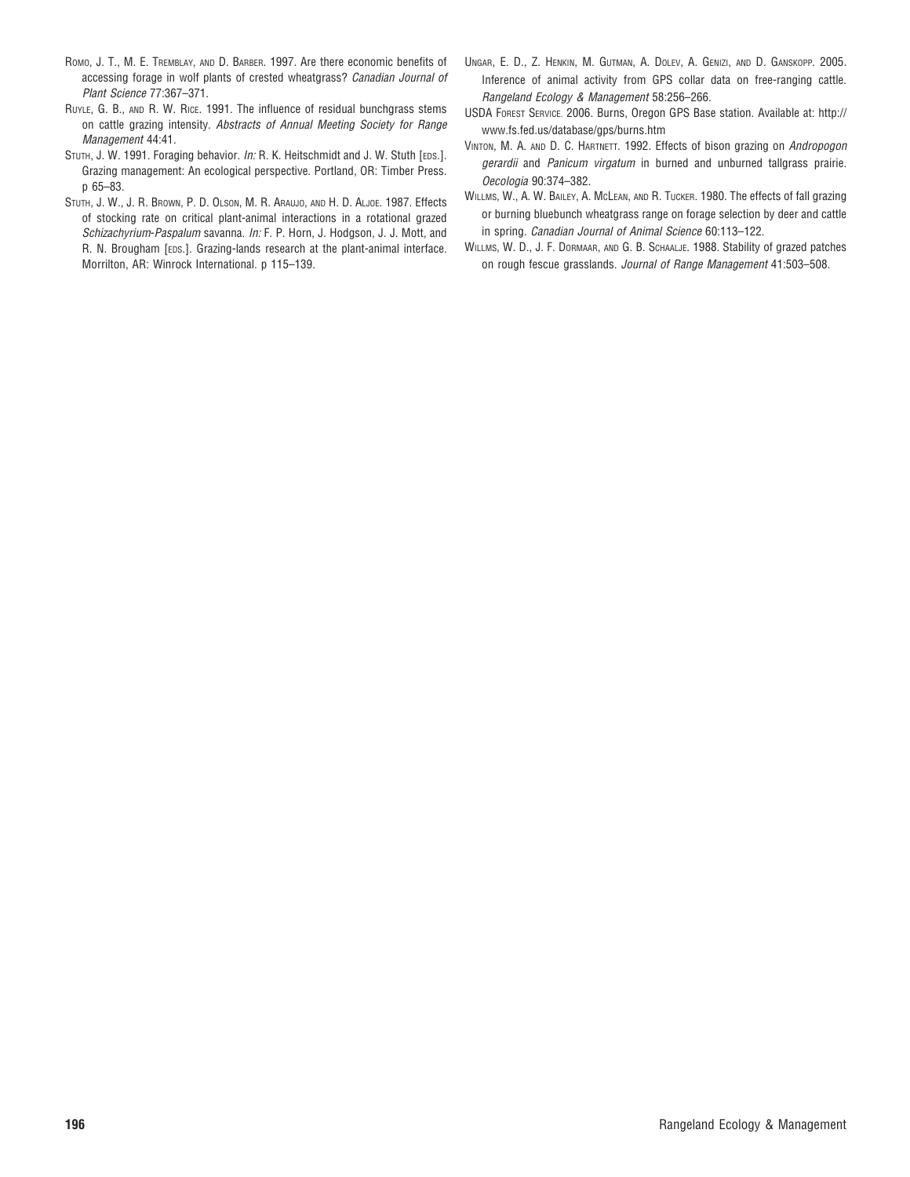Romo, J. T., M. E. Tremblay, and D. Barber. 1997. Are there economic benefits of accessing forage in wolf plants of crested wheatgrass? *Canadian Journal of Plant Science* 77:367–371.

Ruyle, G. B., and R. W. Rice. 1991. The influence of residual bunchgrass stems on cattle grazing intensity. *Abstracts of Annual Meeting Society for Range Management* 44:41.

Stuth, J. W. 1991. Foraging behavior. *In:* R. K. Heitschmidt and J. W. Stuth [eds.]. Grazing management: An ecological perspective. Portland, OR: Timber Press. p 65–83.

Stuth, J. W., J. R. Brown, P. D. Olson, M. R. Araujo, and H. D. Aljoe. 1987. Effects of stocking rate on critical plant-animal interactions in a rotational grazed *Schizachyrium-Paspalum* savanna. *In:* F. P. Horn, J. Hodgson, J. J. Mott, and R. N. Brougham [eds.]. Grazing-lands research at the plant-animal interface. Morrilton, AR: Winrock International. p 115–139.

Ungar, E. D., Z. Henkin, M. Gutman, A. Dolev, A. Genizi, and D. Ganskopp. 2005. Inference of animal activity from GPS collar data on free-ranging cattle. *Rangeland Ecology & Management* 58:256–266.

USDA Forest Service. 2006. Burns, Oregon GPS Base station. Available at: http://www.fs.fed.us/database/gps/burns.htm

Vinton, M. A. and D. C. Hartnett. 1992. Effects of bison grazing on *Andropogon gerardii* and *Panicum virgatum* in burned and unburned tallgrass prairie. *Oecologia* 90:374–382.

Willms, W., A. W. Bailey, A. McLean, and R. Tucker. 1980. The effects of fall grazing or burning bluebunch wheatgrass range on forage selection by deer and cattle in spring. *Canadian Journal of Animal Science* 60:113–122.

Willms, W. D., J. F. Dormaar, and G. B. Schaalje. 1988. Stability of grazed patches on rough fescue grasslands. *Journal of Range Management* 41:503–508.